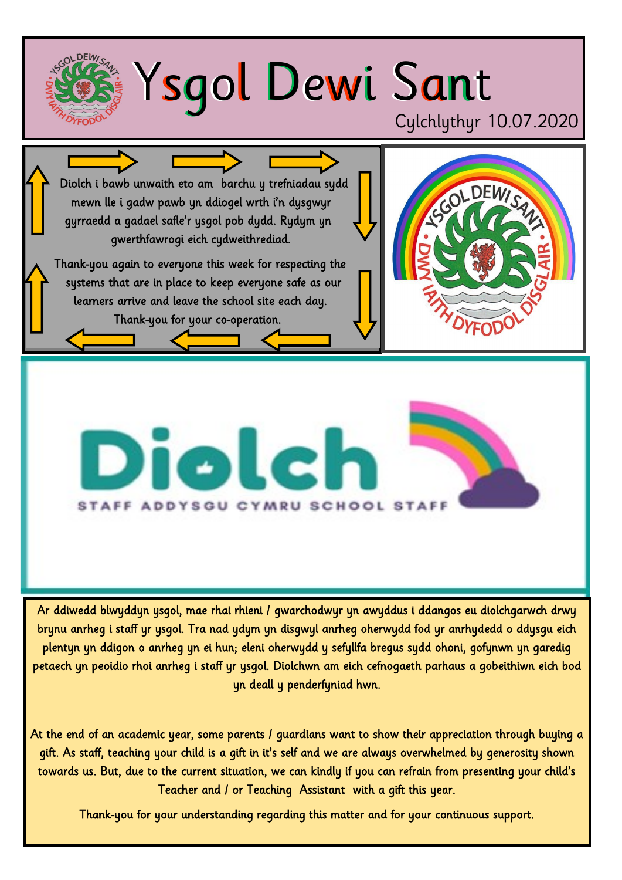# Ysgol Dewi Sant

Cylchlythyr 10.07.2020

Diolch i bawb unwaith eto am barchu y trefniadau sydd mewn lle i gadw pawb yn ddiogel wrth i'n dysgwyr gyrraedd a gadael safle'r ysgol pob dydd. Rydym yn gwerthfawrogi eich cydweithrediad.

Thank-you again to everyone this week for respecting the systems that are in place to keep everyone safe as our learners arrive and leave the school site each day. Thank-you for your co-operation.

## Diolch

STAFF ADDYSGU CYMRU SCHOOL STAFF

Ar ddiwedd blwyddyn ysgol, mae rhai rhieni / gwarchodwyr yn awyddus i ddangos eu diolchgarwch drwy brynu anrheg i staff yr ysgol. Tra nad ydym yn disgwyl anrheg oherwydd fod yr anrhydedd o ddysgu eich plentyn yn ddigon o anrheg yn ei hun; eleni oherwydd y sefyllfa bregus sydd ohoni, gofynwn yn garedig petaech yn peoidio rhoi anrheg i staff yr ysgol. Diolchwn am eich cefnogaeth parhaus a gobeithiwn eich bod yn deall y penderfyniad hwn.

At the end of an academic year, some parents / guardians want to show their appreciation through buying a gift. As staff, teaching your child is a gift in it's self and we are always overwhelmed by generosity shown towards us. But, due to the current situation, we can kindly if you can refrain from presenting your child's Teacher and / or Teaching Assistant with a gift this year.

Thank-you for your understanding regarding this matter and for your continuous support.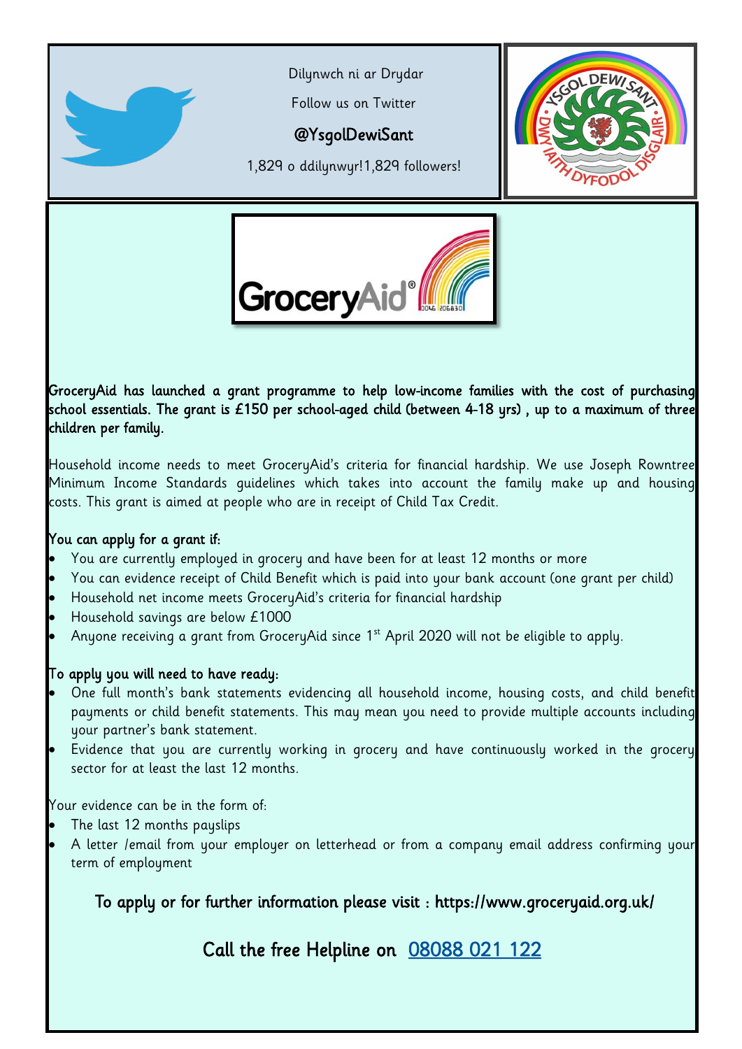Dilynwch ni ar Drydar

Follow us on Twitter

@YsgolDewiSant

1,829 o ddilynwyr!1,829 followers!

**GroceryAid has launched a grant programme to help low-income families with the cost of purchasing school essentials. The grant is £150 per school-aged child (between 4-18 yrs) , up to a maximum of three children per family.**

Household income needs to meet GroceryAid's criteria for financial hardship. We use Joseph Rowntree Minimum Income Standards guidelines which takes into account the family make up and housing costs. This grant is aimed at people who are in receipt of Child Tax Credit.

**You can apply for a grant if:**

- You are currently employed in grocery and have been for at least 12 months or more
- You can evidence receipt of Child Benefit which is paid into your bank account (one grant per child)
- Household net income meets GroceryAid's criteria for financial hardship
- Household savings are below £1000
- Anyone receiving a grant from GroceryAid since 1st April 2020 will not be eligible to apply.

**To apply you will need to have ready:**

- One full month's bank statements evidencing all household income, housing costs, and child benefit payments or child benefit statements. This may mean you need to provide multiple accounts including your partner's bank statement.
- Evidence that you are currently working in grocery and have continuously worked in the grocery sector for at least the last 12 months.

Your evidence can be in the form of:

- The last 12 months payslips
- A letter /email from your employer on letterhead or from a company email address confirming your term of employment

**To apply or for further information please visit : https://www.groceryaid.org.uk/**

**Call the free Helpline on 08088 021 122**